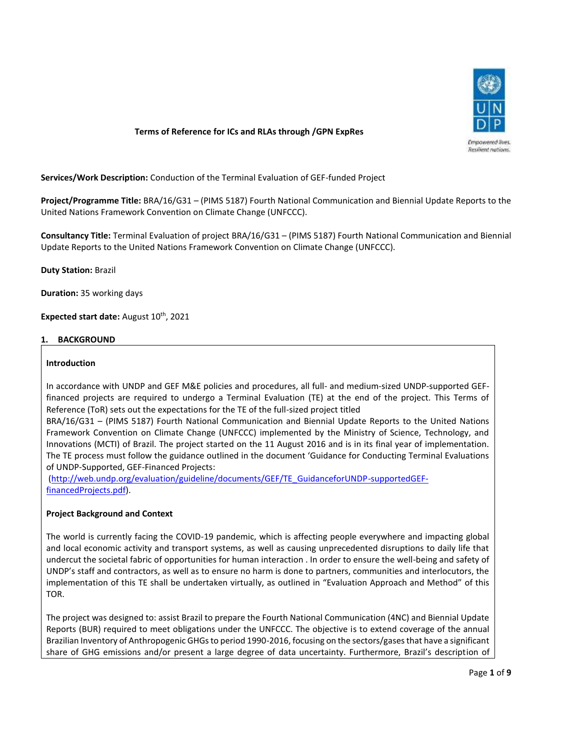**Terms of Reference for ICs and RLAs through /GPN ExpRes**

**Services/Work Description:** Conduction of the Terminal Evaluation of GEF-funded Project

**Project/Programme Title:** BRA/16/G31 – (PIMS 5187) Fourth National Communication and Biennial Update Reports to the United Nations Framework Convention on Climate Change (UNFCCC).

**Consultancy Title:** Terminal Evaluation of project BRA/16/G31 – (PIMS 5187) Fourth National Communication and Biennial Update Reports to the United Nations Framework Convention on Climate Change (UNFCCC).

**Duty Station:** Brazil

**Duration:** 35 working days

**Expected start date:** August 10th, 2021

## 1. BACKGROUND

### Introduction

In accordance with UNDP and GEF M&E policies and procedures, all full- and medium-sized UNDP-supported GEF-financed projects are required to undergo a Terminal Evaluation (TE) at the end of the project. This Terms of Reference (ToR) sets out the expectations for the TE of the full-sized project titled BRA/16/G31 – (PIMS 5187) Fourth National Communication and Biennial Update Reports to the United Nations Framework Convention on Climate Change (UNFCCC) implemented by the Ministry of Science, Technology, and Innovations (MCTI) of Brazil. The project started on the 11 August 2016 and is in its final year of implementation. The TE process must follow the guidance outlined in the document 'Guidance for Conducting Terminal Evaluations of UNDP-Supported, GEF-Financed Projects: (http://web.undp.org/evaluation/guideline/documents/GEF/TE_GuidanceforUNDP-supportedGEF-financedProjects.pdf).

### Project Background and Context

The world is currently facing the COVID-19 pandemic, which is affecting people everywhere and impacting global and local economic activity and transport systems, as well as causing unprecedented disruptions to daily life that undercut the societal fabric of opportunities for human interaction . In order to ensure the well-being and safety of UNDP's staff and contractors, as well as to ensure no harm is done to partners, communities and interlocutors, the implementation of this TE shall be undertaken virtually, as outlined in "Evaluation Approach and Method" of this TOR.

The project was designed to: assist Brazil to prepare the Fourth National Communication (4NC) and Biennial Update Reports (BUR) required to meet obligations under the UNFCCC. The objective is to extend coverage of the annual Brazilian Inventory of Anthropogenic GHGs to period 1990-2016, focusing on the sectors/gases that have a significant share of GHG emissions and/or present a large degree of data uncertainty. Furthermore, Brazil's description of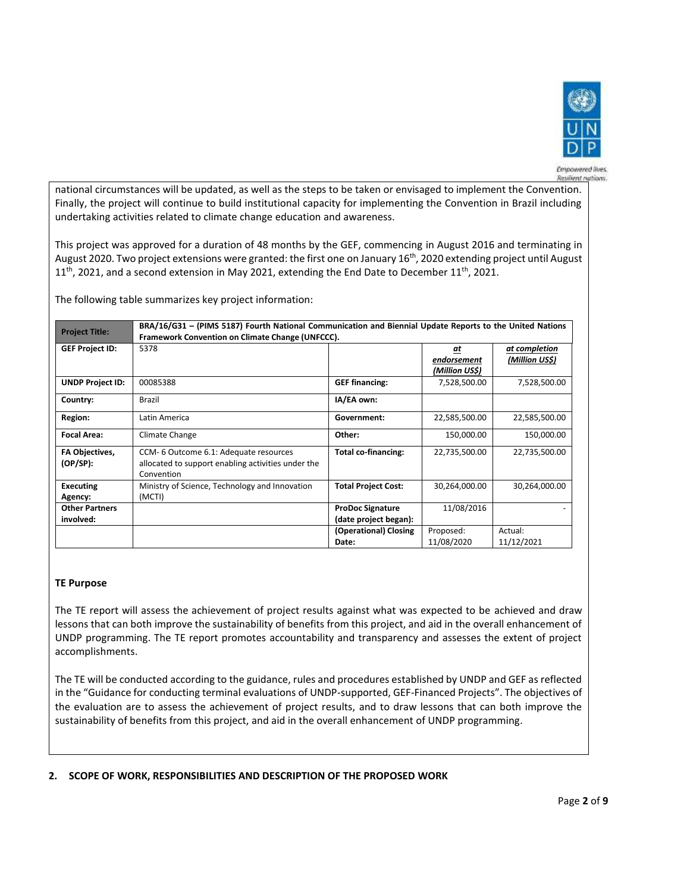national circumstances will be updated, as well as the steps to be taken or envisaged to implement the Convention. Finally, the project will continue to build institutional capacity for implementing the Convention in Brazil including undertaking activities related to climate change education and awareness.

This project was approved for a duration of 48 months by the GEF, commencing in August 2016 and terminating in August 2020. Two project extensions were granted: the first one on January 16th, 2020 extending project until August 11th, 2021, and a second extension in May 2021, extending the End Date to December 11th, 2021.

The following table summarizes key project information:

| **Project Title:** | **BRA/16/G31 – (PIMS 5187) Fourth National Communication and Biennial Update Reports to the United Nations Framework Convention on Climate Change (UNFCCC).** | | | |
|---|---|---|---|---|
| **GEF Project ID:** | 5378 | | ***at endorsement (Million US$)*** | ***at completion (Million US$)*** |
| **UNDP Project ID:** | 00085388 | **GEF financing:** | 7,528,500.00 | 7,528,500.00 |
| **Country:** | Brazil | **IA/EA own:** | | |
| **Region:** | Latin America | **Government:** | 22,585,500.00 | 22,585,500.00 |
| **Focal Area:** | Climate Change | **Other:** | 150,000.00 | 150,000.00 |
| **FA Objectives, (OP/SP):** | CCM- 6 Outcome 6.1: Adequate resources allocated to support enabling activities under the Convention | **Total co-financing:** | 22,735,500.00 | 22,735,500.00 |
| **Executing Agency:** | Ministry of Science, Technology and Innovation (MCTI) | **Total Project Cost:** | 30,264,000.00 | 30,264,000.00 |
| **Other Partners involved:** | | **ProDoc Signature (date project began):** | 11/08/2016 | - |
| | | **(Operational) Closing Date:** | Proposed: 11/08/2020 | Actual: 11/12/2021 |

**TE Purpose**

The TE report will assess the achievement of project results against what was expected to be achieved and draw lessons that can both improve the sustainability of benefits from this project, and aid in the overall enhancement of UNDP programming. The TE report promotes accountability and transparency and assesses the extent of project accomplishments.

The TE will be conducted according to the guidance, rules and procedures established by UNDP and GEF as reflected in the "Guidance for conducting terminal evaluations of UNDP-supported, GEF-Financed Projects". The objectives of the evaluation are to assess the achievement of project results, and to draw lessons that can both improve the sustainability of benefits from this project, and aid in the overall enhancement of UNDP programming.

## 2. SCOPE OF WORK, RESPONSIBILITIES AND DESCRIPTION OF THE PROPOSED WORK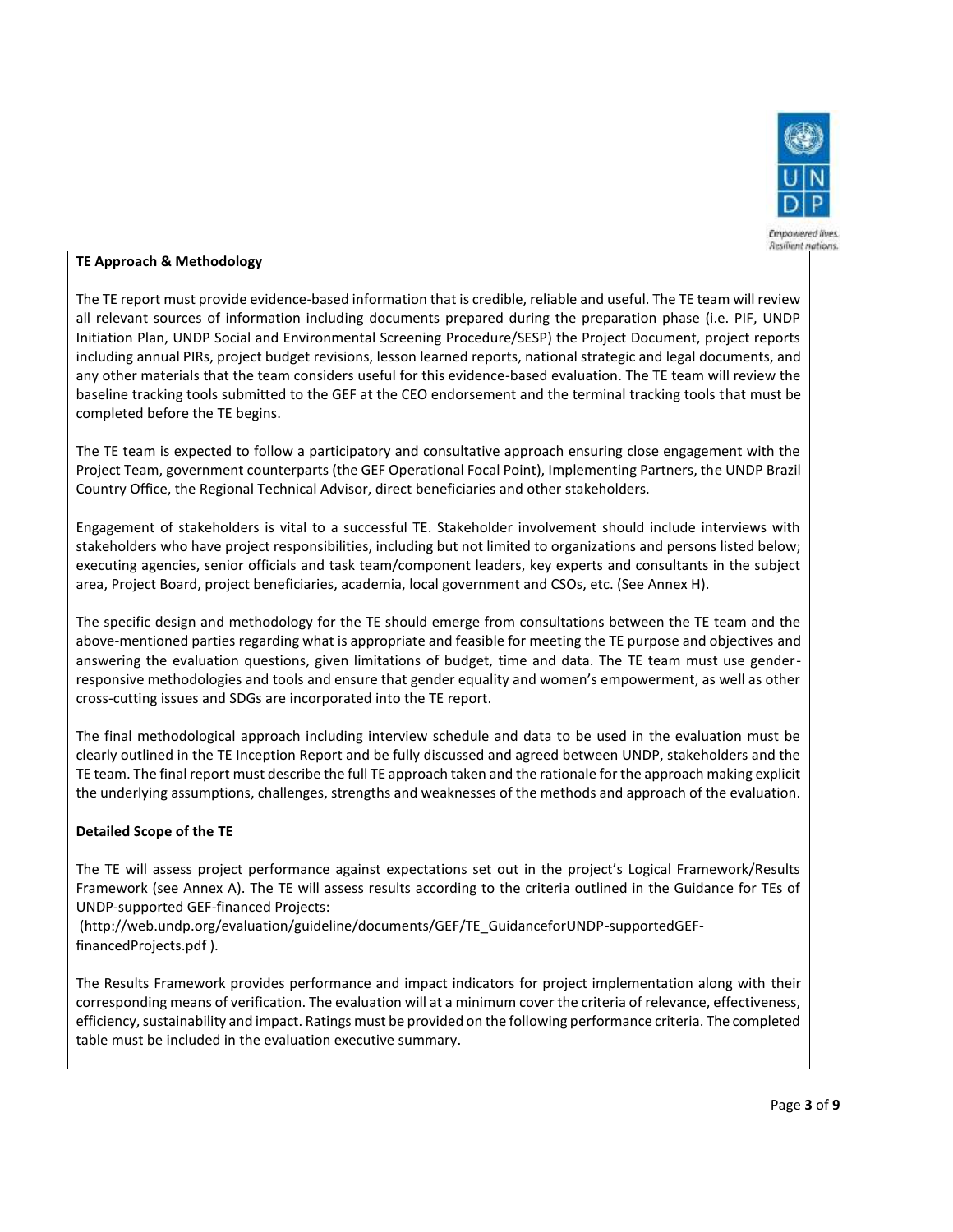**TE Approach & Methodology**

The TE report must provide evidence-based information that is credible, reliable and useful. The TE team will review all relevant sources of information including documents prepared during the preparation phase (i.e. PIF, UNDP Initiation Plan, UNDP Social and Environmental Screening Procedure/SESP) the Project Document, project reports including annual PIRs, project budget revisions, lesson learned reports, national strategic and legal documents, and any other materials that the team considers useful for this evidence-based evaluation. The TE team will review the baseline tracking tools submitted to the GEF at the CEO endorsement and the terminal tracking tools that must be completed before the TE begins.

The TE team is expected to follow a participatory and consultative approach ensuring close engagement with the Project Team, government counterparts (the GEF Operational Focal Point), Implementing Partners, the UNDP Brazil Country Office, the Regional Technical Advisor, direct beneficiaries and other stakeholders.

Engagement of stakeholders is vital to a successful TE. Stakeholder involvement should include interviews with stakeholders who have project responsibilities, including but not limited to organizations and persons listed below; executing agencies, senior officials and task team/component leaders, key experts and consultants in the subject area, Project Board, project beneficiaries, academia, local government and CSOs, etc. (See Annex H).

The specific design and methodology for the TE should emerge from consultations between the TE team and the above-mentioned parties regarding what is appropriate and feasible for meeting the TE purpose and objectives and answering the evaluation questions, given limitations of budget, time and data. The TE team must use gender-responsive methodologies and tools and ensure that gender equality and women's empowerment, as well as other cross-cutting issues and SDGs are incorporated into the TE report.

The final methodological approach including interview schedule and data to be used in the evaluation must be clearly outlined in the TE Inception Report and be fully discussed and agreed between UNDP, stakeholders and the TE team. The final report must describe the full TE approach taken and the rationale for the approach making explicit the underlying assumptions, challenges, strengths and weaknesses of the methods and approach of the evaluation.

**Detailed Scope of the TE**

The TE will assess project performance against expectations set out in the project's Logical Framework/Results Framework (see Annex A). The TE will assess results according to the criteria outlined in the Guidance for TEs of UNDP-supported GEF-financed Projects:
(http://web.undp.org/evaluation/guideline/documents/GEF/TE_GuidanceforUNDP-supportedGEF-financedProjects.pdf ).

The Results Framework provides performance and impact indicators for project implementation along with their corresponding means of verification. The evaluation will at a minimum cover the criteria of relevance, effectiveness, efficiency, sustainability and impact. Ratings must be provided on the following performance criteria. The completed table must be included in the evaluation executive summary.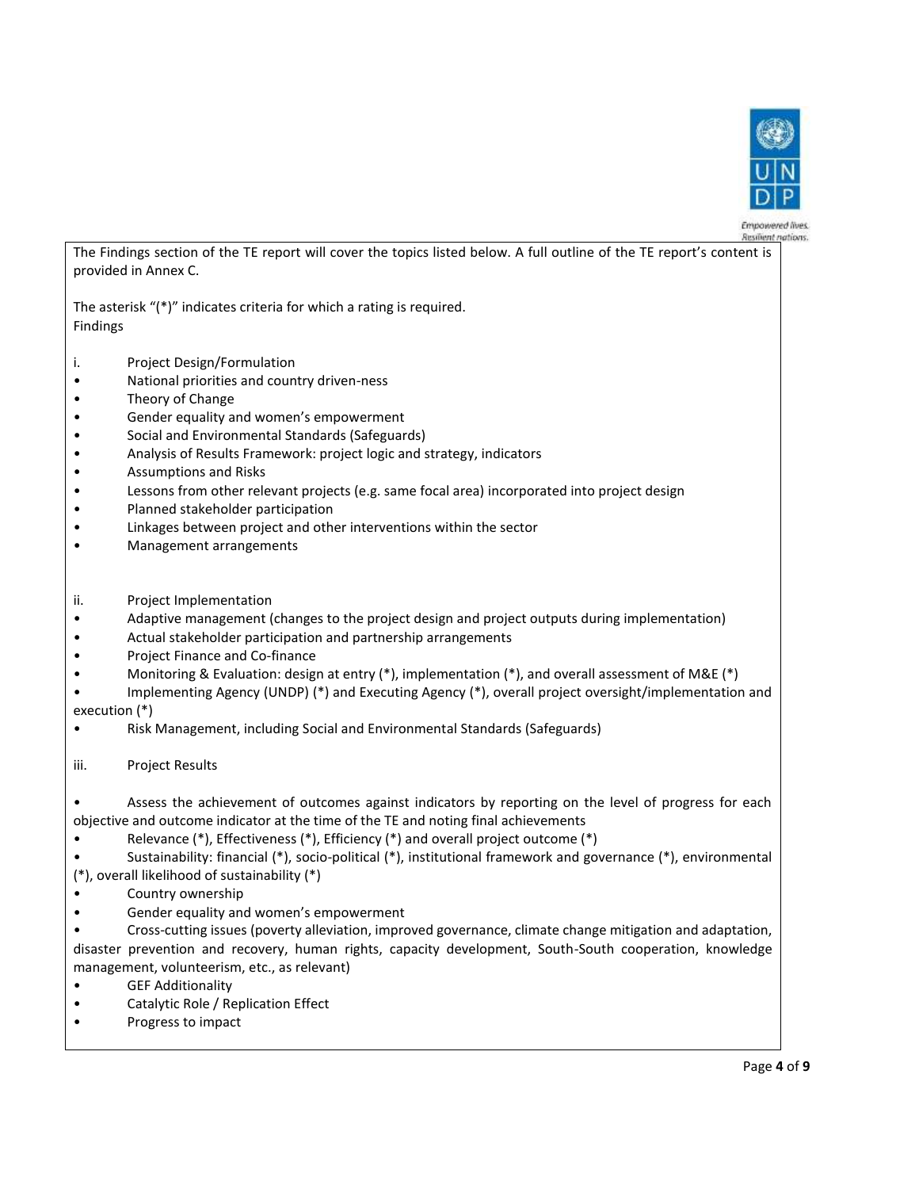The Findings section of the TE report will cover the topics listed below. A full outline of the TE report's content is provided in Annex C.

The asterisk "(*)" indicates criteria for which a rating is required.
Findings

i. Project Design/Formulation

- National priorities and country driven-ness
- Theory of Change
- Gender equality and women's empowerment
- Social and Environmental Standards (Safeguards)
- Analysis of Results Framework: project logic and strategy, indicators
- Assumptions and Risks
- Lessons from other relevant projects (e.g. same focal area) incorporated into project design
- Planned stakeholder participation
- Linkages between project and other interventions within the sector
- Management arrangements

ii. Project Implementation

- Adaptive management (changes to the project design and project outputs during implementation)
- Actual stakeholder participation and partnership arrangements
- Project Finance and Co-finance
- Monitoring & Evaluation: design at entry (*), implementation (*), and overall assessment of M&E (*)
- Implementing Agency (UNDP) (*) and Executing Agency (*), overall project oversight/implementation and execution (*)
- Risk Management, including Social and Environmental Standards (Safeguards)

iii. Project Results

- Assess the achievement of outcomes against indicators by reporting on the level of progress for each objective and outcome indicator at the time of the TE and noting final achievements
- Relevance (*), Effectiveness (*), Efficiency (*) and overall project outcome (*)
- Sustainability: financial (*), socio-political (*), institutional framework and governance (*), environmental (*), overall likelihood of sustainability (*)
- Country ownership
- Gender equality and women's empowerment
- Cross-cutting issues (poverty alleviation, improved governance, climate change mitigation and adaptation, disaster prevention and recovery, human rights, capacity development, South-South cooperation, knowledge management, volunteerism, etc., as relevant)
- GEF Additionality
- Catalytic Role / Replication Effect
- Progress to impact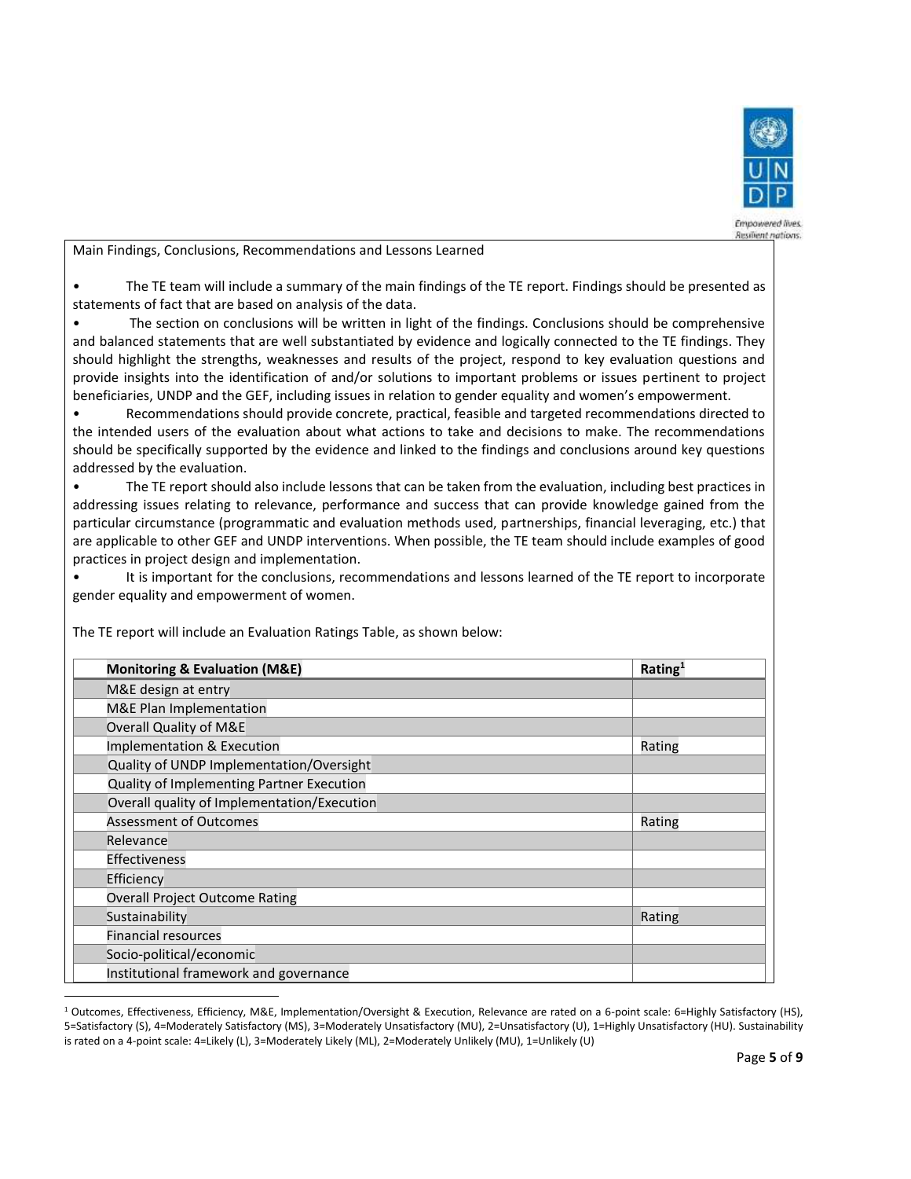Main Findings, Conclusions, Recommendations and Lessons Learned

- The TE team will include a summary of the main findings of the TE report. Findings should be presented as statements of fact that are based on analysis of the data.
- The section on conclusions will be written in light of the findings. Conclusions should be comprehensive and balanced statements that are well substantiated by evidence and logically connected to the TE findings. They should highlight the strengths, weaknesses and results of the project, respond to key evaluation questions and provide insights into the identification of and/or solutions to important problems or issues pertinent to project beneficiaries, UNDP and the GEF, including issues in relation to gender equality and women's empowerment.
- Recommendations should provide concrete, practical, feasible and targeted recommendations directed to the intended users of the evaluation about what actions to take and decisions to make. The recommendations should be specifically supported by the evidence and linked to the findings and conclusions around key questions addressed by the evaluation.
- The TE report should also include lessons that can be taken from the evaluation, including best practices in addressing issues relating to relevance, performance and success that can provide knowledge gained from the particular circumstance (programmatic and evaluation methods used, partnerships, financial leveraging, etc.) that are applicable to other GEF and UNDP interventions. When possible, the TE team should include examples of good practices in project design and implementation.
- It is important for the conclusions, recommendations and lessons learned of the TE report to incorporate gender equality and empowerment of women.

The TE report will include an Evaluation Ratings Table, as shown below:

| **Monitoring & Evaluation (M&E)** | **Rating[1]** |
|---|---|
| M&E design at entry | |
| M&E Plan Implementation | |
| Overall Quality of M&E | |
| Implementation & Execution | Rating |
| Quality of UNDP Implementation/Oversight | |
| Quality of Implementing Partner Execution | |
| Overall quality of Implementation/Execution | |
| Assessment of Outcomes | Rating |
| Relevance | |
| Effectiveness | |
| Efficiency | |
| Overall Project Outcome Rating | |
| Sustainability | Rating |
| Financial resources | |
| Socio-political/economic | |
| Institutional framework and governance | |

[1] Outcomes, Effectiveness, Efficiency, M&E, Implementation/Oversight & Execution, Relevance are rated on a 6-point scale: 6=Highly Satisfactory (HS), 5=Satisfactory (S), 4=Moderately Satisfactory (MS), 3=Moderately Unsatisfactory (MU), 2=Unsatisfactory (U), 1=Highly Unsatisfactory (HU). Sustainability is rated on a 4-point scale: 4=Likely (L), 3=Moderately Likely (ML), 2=Moderately Unlikely (MU), 1=Unlikely (U)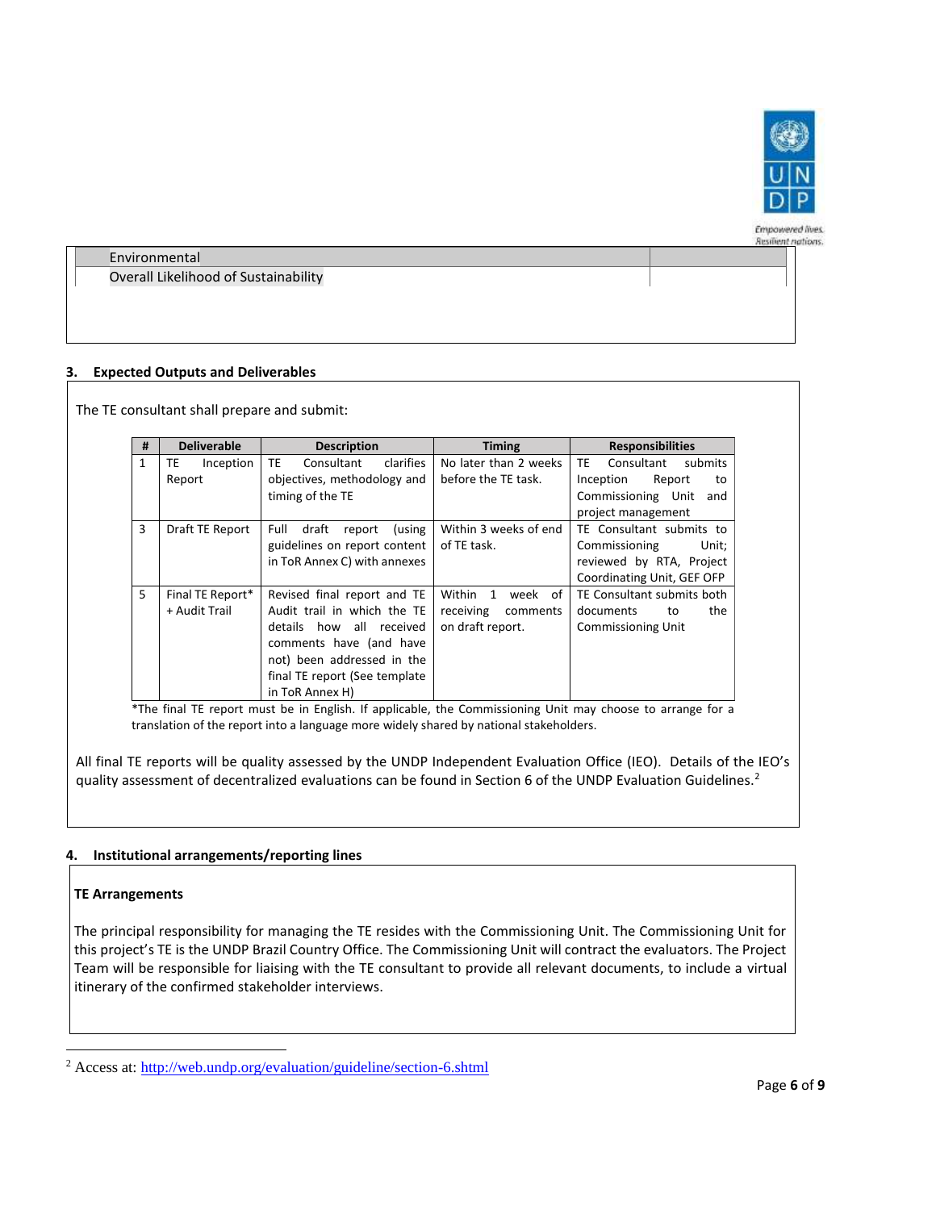| | |
|---|---|
| Environmental | |
| Overall Likelihood of Sustainability | |

## 3. Expected Outputs and Deliverables

The TE consultant shall prepare and submit:

| # | Deliverable | Description | Timing | Responsibilities |
|---|---|---|---|---|
| 1 | TE Inception Report | TE Consultant clarifies objectives, methodology and timing of the TE | No later than 2 weeks before the TE task. | TE Consultant submits Inception Report to Commissioning Unit and project management |
| 3 | Draft TE Report | Full draft report (using guidelines on report content in ToR Annex C) with annexes | Within 3 weeks of end of TE task. | TE Consultant submits to Commissioning Unit; reviewed by RTA, Project Coordinating Unit, GEF OFP |
| 5 | Final TE Report* + Audit Trail | Revised final report and TE Audit trail in which the TE details how all received comments have (and have not) been addressed in the final TE report (See template in ToR Annex H) | Within 1 week of receiving comments on draft report. | TE Consultant submits both documents to the Commissioning Unit |

*The final TE report must be in English. If applicable, the Commissioning Unit may choose to arrange for a translation of the report into a language more widely shared by national stakeholders.

All final TE reports will be quality assessed by the UNDP Independent Evaluation Office (IEO). Details of the IEO's quality assessment of decentralized evaluations can be found in Section 6 of the UNDP Evaluation Guidelines.[2]

## 4. Institutional arrangements/reporting lines

**TE Arrangements**

The principal responsibility for managing the TE resides with the Commissioning Unit. The Commissioning Unit for this project's TE is the UNDP Brazil Country Office. The Commissioning Unit will contract the evaluators. The Project Team will be responsible for liaising with the TE consultant to provide all relevant documents, to include a virtual itinerary of the confirmed stakeholder interviews.

---

[2] Access at: http://web.undp.org/evaluation/guideline/section-6.shtml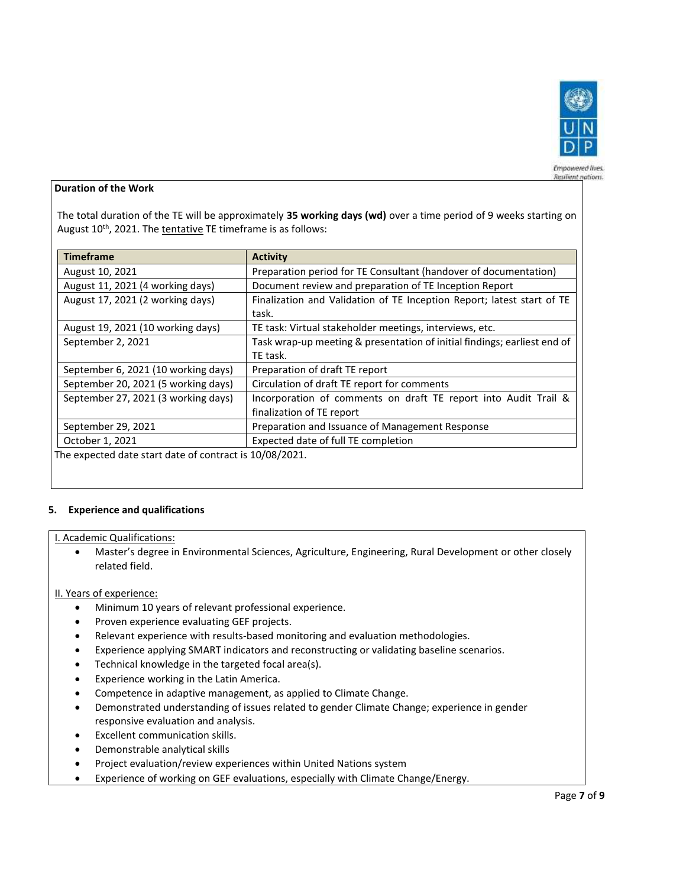**Duration of the Work**

The total duration of the TE will be approximately **35 working days (wd)** over a time period of 9 weeks starting on August 10th, 2021. The tentative TE timeframe is as follows:

| Timeframe | Activity |
|---|---|
| August 10, 2021 | Preparation period for TE Consultant (handover of documentation) |
| August 11, 2021 (4 working days) | Document review and preparation of TE Inception Report |
| August 17, 2021 (2 working days) | Finalization and Validation of TE Inception Report; latest start of TE task. |
| August 19, 2021 (10 working days) | TE task: Virtual stakeholder meetings, interviews, etc. |
| September 2, 2021 | Task wrap-up meeting & presentation of initial findings; earliest end of TE task. |
| September 6, 2021 (10 working days) | Preparation of draft TE report |
| September 20, 2021 (5 working days) | Circulation of draft TE report for comments |
| September 27, 2021 (3 working days) | Incorporation of comments on draft TE report into Audit Trail & finalization of TE report |
| September 29, 2021 | Preparation and Issuance of Management Response |
| October 1, 2021 | Expected date of full TE completion |

The expected date start date of contract is 10/08/2021.

## 5. Experience and qualifications

I. Academic Qualifications:

- Master's degree in Environmental Sciences, Agriculture, Engineering, Rural Development or other closely related field.

II. Years of experience:

- Minimum 10 years of relevant professional experience.
- Proven experience evaluating GEF projects.
- Relevant experience with results-based monitoring and evaluation methodologies.
- Experience applying SMART indicators and reconstructing or validating baseline scenarios.
- Technical knowledge in the targeted focal area(s).
- Experience working in the Latin America.
- Competence in adaptive management, as applied to Climate Change.
- Demonstrated understanding of issues related to gender Climate Change; experience in gender responsive evaluation and analysis.
- Excellent communication skills.
- Demonstrable analytical skills
- Project evaluation/review experiences within United Nations system
- Experience of working on GEF evaluations, especially with Climate Change/Energy.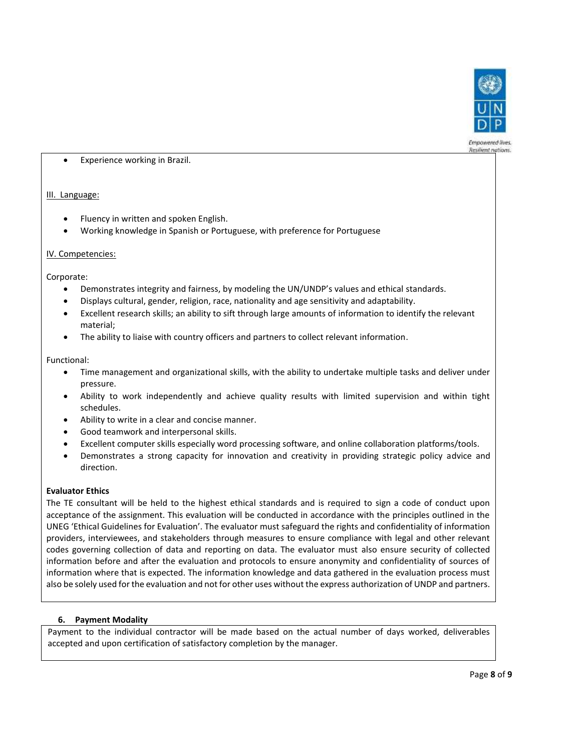- Experience working in Brazil.

III. Language:

- Fluency in written and spoken English.
- Working knowledge in Spanish or Portuguese, with preference for Portuguese

IV. Competencies:

Corporate:

- Demonstrates integrity and fairness, by modeling the UN/UNDP's values and ethical standards.
- Displays cultural, gender, religion, race, nationality and age sensitivity and adaptability.
- Excellent research skills; an ability to sift through large amounts of information to identify the relevant material;
- The ability to liaise with country officers and partners to collect relevant information.

Functional:

- Time management and organizational skills, with the ability to undertake multiple tasks and deliver under pressure.
- Ability to work independently and achieve quality results with limited supervision and within tight schedules.
- Ability to write in a clear and concise manner.
- Good teamwork and interpersonal skills.
- Excellent computer skills especially word processing software, and online collaboration platforms/tools.
- Demonstrates a strong capacity for innovation and creativity in providing strategic policy advice and direction.

**Evaluator Ethics**

The TE consultant will be held to the highest ethical standards and is required to sign a code of conduct upon acceptance of the assignment. This evaluation will be conducted in accordance with the principles outlined in the UNEG 'Ethical Guidelines for Evaluation'. The evaluator must safeguard the rights and confidentiality of information providers, interviewees, and stakeholders through measures to ensure compliance with legal and other relevant codes governing collection of data and reporting on data. The evaluator must also ensure security of collected information before and after the evaluation and protocols to ensure anonymity and confidentiality of sources of information where that is expected. The information knowledge and data gathered in the evaluation process must also be solely used for the evaluation and not for other uses without the express authorization of UNDP and partners.

### 6. Payment Modality

Payment to the individual contractor will be made based on the actual number of days worked, deliverables accepted and upon certification of satisfactory completion by the manager.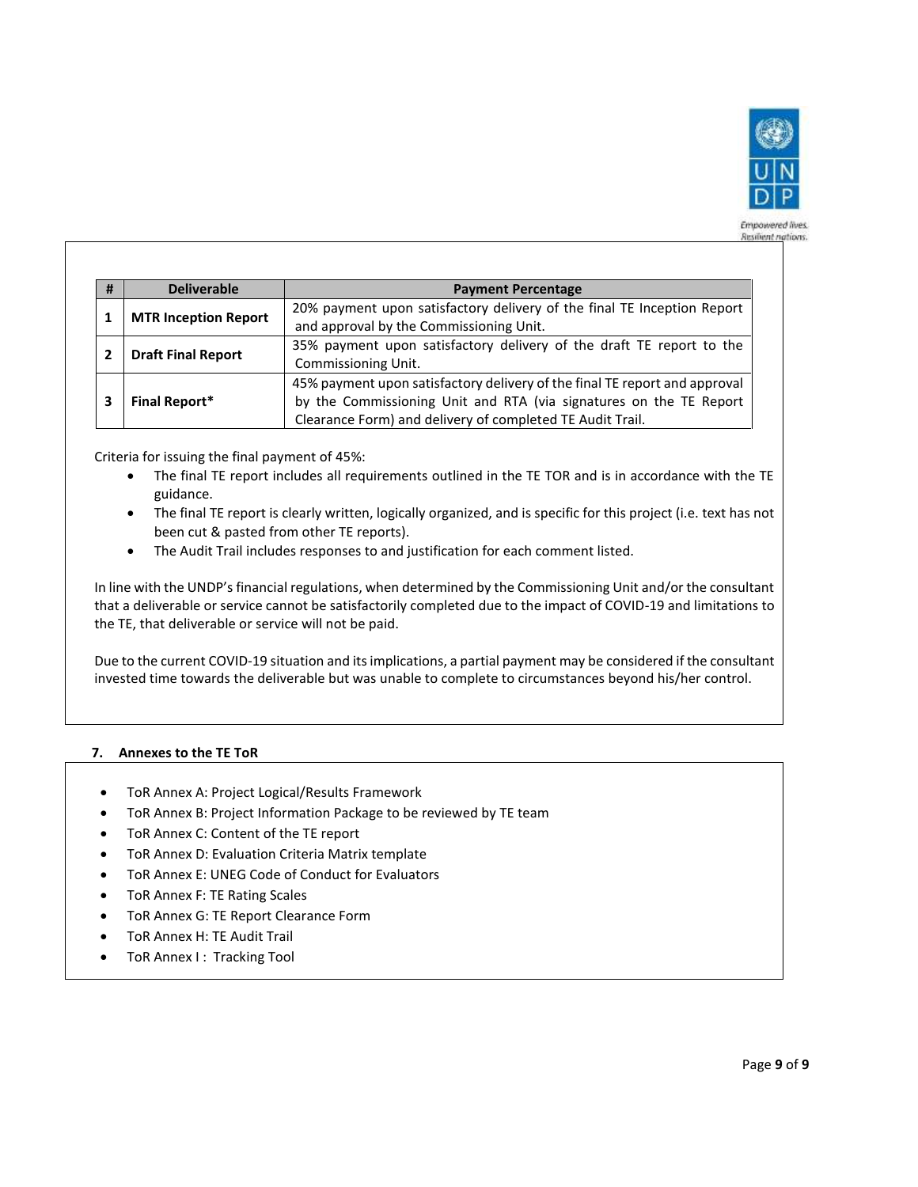| # | Deliverable | Payment Percentage |
|---|---|---|
| 1 | **MTR Inception Report** | 20% payment upon satisfactory delivery of the final TE Inception Report and approval by the Commissioning Unit. |
| 2 | **Draft Final Report** | 35% payment upon satisfactory delivery of the draft TE report to the Commissioning Unit. |
| 3 | **Final Report*** | 45% payment upon satisfactory delivery of the final TE report and approval by the Commissioning Unit and RTA (via signatures on the TE Report Clearance Form) and delivery of completed TE Audit Trail. |

Criteria for issuing the final payment of 45%:

- The final TE report includes all requirements outlined in the TE TOR and is in accordance with the TE guidance.
- The final TE report is clearly written, logically organized, and is specific for this project (i.e. text has not been cut & pasted from other TE reports).
- The Audit Trail includes responses to and justification for each comment listed.

In line with the UNDP's financial regulations, when determined by the Commissioning Unit and/or the consultant that a deliverable or service cannot be satisfactorily completed due to the impact of COVID-19 and limitations to the TE, that deliverable or service will not be paid.

Due to the current COVID-19 situation and its implications, a partial payment may be considered if the consultant invested time towards the deliverable but was unable to complete to circumstances beyond his/her control.

## 7. Annexes to the TE ToR

- ToR Annex A: Project Logical/Results Framework
- ToR Annex B: Project Information Package to be reviewed by TE team
- ToR Annex C: Content of the TE report
- ToR Annex D: Evaluation Criteria Matrix template
- ToR Annex E: UNEG Code of Conduct for Evaluators
- ToR Annex F: TE Rating Scales
- ToR Annex G: TE Report Clearance Form
- ToR Annex H: TE Audit Trail
- ToR Annex I : Tracking Tool